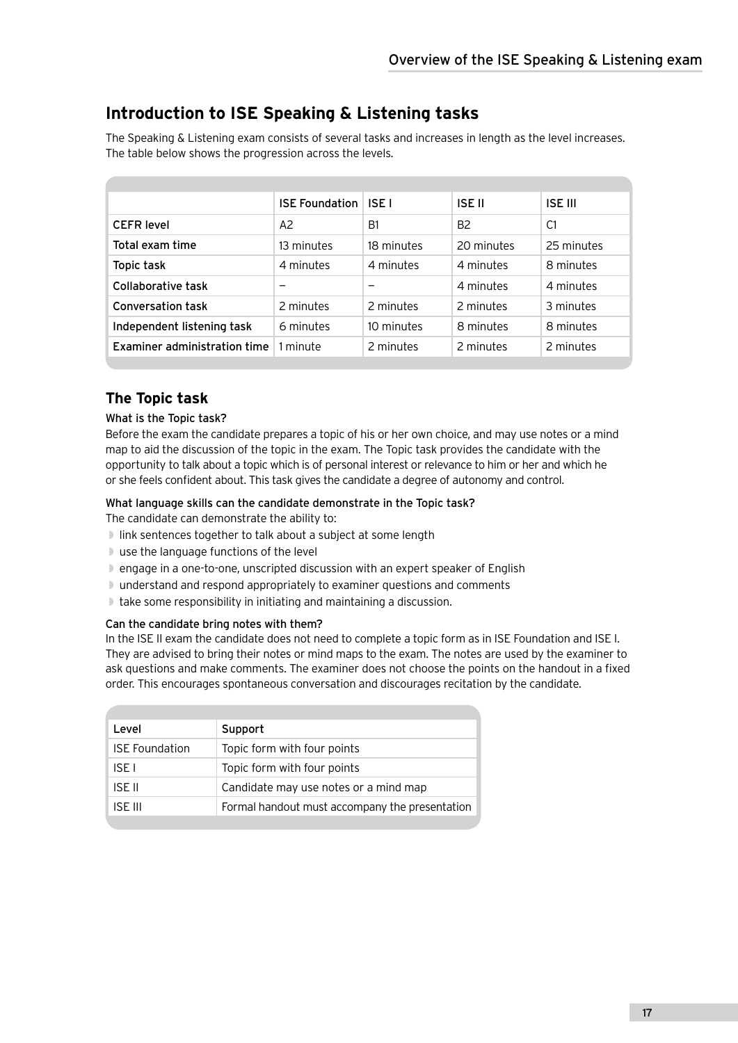## Introduction to ISE Speaking & Listening tasks

The Speaking & Listening exam consists of several tasks and increases in length as the level increases. The table below shows the progression across the levels.

| | ISE Foundation | ISE I | ISE II | ISE III |
|---|---|---|---|---|
| CEFR level | A2 | B1 | B2 | C1 |
| Total exam time | 13 minutes | 18 minutes | 20 minutes | 25 minutes |
| Topic task | 4 minutes | 4 minutes | 4 minutes | 8 minutes |
| Collaborative task | – | – | 4 minutes | 4 minutes |
| Conversation task | 2 minutes | 2 minutes | 2 minutes | 3 minutes |
| Independent listening task | 6 minutes | 10 minutes | 8 minutes | 8 minutes |
| Examiner administration time | 1 minute | 2 minutes | 2 minutes | 2 minutes |

## The Topic task

### What is the Topic task?

Before the exam the candidate prepares a topic of his or her own choice, and may use notes or a mind map to aid the discussion of the topic in the exam. The Topic task provides the candidate with the opportunity to talk about a topic which is of personal interest or relevance to him or her and which he or she feels confident about. This task gives the candidate a degree of autonomy and control.

### What language skills can the candidate demonstrate in the Topic task?

The candidate can demonstrate the ability to:

- link sentences together to talk about a subject at some length
- use the language functions of the level
- engage in a one-to-one, unscripted discussion with an expert speaker of English
- understand and respond appropriately to examiner questions and comments
- take some responsibility in initiating and maintaining a discussion.

### Can the candidate bring notes with them?

In the ISE II exam the candidate does not need to complete a topic form as in ISE Foundation and ISE I. They are advised to bring their notes or mind maps to the exam. The notes are used by the examiner to ask questions and make comments. The examiner does not choose the points on the handout in a fixed order. This encourages spontaneous conversation and discourages recitation by the candidate.

| Level | Support |
|---|---|
| ISE Foundation | Topic form with four points |
| ISE I | Topic form with four points |
| ISE II | Candidate may use notes or a mind map |
| ISE III | Formal handout must accompany the presentation |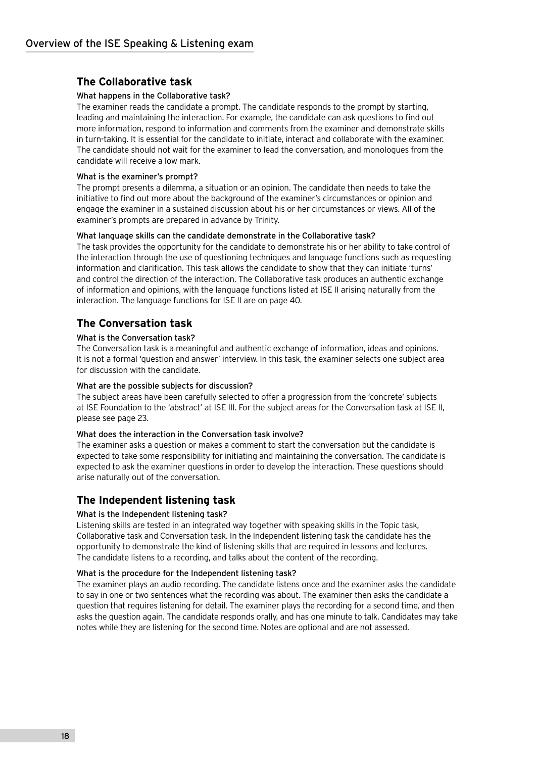## The Collaborative task

### What happens in the Collaborative task?

The examiner reads the candidate a prompt. The candidate responds to the prompt by starting, leading and maintaining the interaction. For example, the candidate can ask questions to find out more information, respond to information and comments from the examiner and demonstrate skills in turn-taking. It is essential for the candidate to initiate, interact and collaborate with the examiner. The candidate should not wait for the examiner to lead the conversation, and monologues from the candidate will receive a low mark.

### What is the examiner's prompt?

The prompt presents a dilemma, a situation or an opinion. The candidate then needs to take the initiative to find out more about the background of the examiner's circumstances or opinion and engage the examiner in a sustained discussion about his or her circumstances or views. All of the examiner's prompts are prepared in advance by Trinity.

### What language skills can the candidate demonstrate in the Collaborative task?

The task provides the opportunity for the candidate to demonstrate his or her ability to take control of the interaction through the use of questioning techniques and language functions such as requesting information and clarification. This task allows the candidate to show that they can initiate 'turns' and control the direction of the interaction. The Collaborative task produces an authentic exchange of information and opinions, with the language functions listed at ISE II arising naturally from the interaction. The language functions for ISE II are on page 40.

## The Conversation task

### What is the Conversation task?

The Conversation task is a meaningful and authentic exchange of information, ideas and opinions. It is not a formal 'question and answer' interview. In this task, the examiner selects one subject area for discussion with the candidate.

### What are the possible subjects for discussion?

The subject areas have been carefully selected to offer a progression from the 'concrete' subjects at ISE Foundation to the 'abstract' at ISE III. For the subject areas for the Conversation task at ISE II, please see page 23.

### What does the interaction in the Conversation task involve?

The examiner asks a question or makes a comment to start the conversation but the candidate is expected to take some responsibility for initiating and maintaining the conversation. The candidate is expected to ask the examiner questions in order to develop the interaction. These questions should arise naturally out of the conversation.

## The Independent listening task

### What is the Independent listening task?

Listening skills are tested in an integrated way together with speaking skills in the Topic task, Collaborative task and Conversation task. In the Independent listening task the candidate has the opportunity to demonstrate the kind of listening skills that are required in lessons and lectures. The candidate listens to a recording, and talks about the content of the recording.

### What is the procedure for the Independent listening task?

The examiner plays an audio recording. The candidate listens once and the examiner asks the candidate to say in one or two sentences what the recording was about. The examiner then asks the candidate a question that requires listening for detail. The examiner plays the recording for a second time, and then asks the question again. The candidate responds orally, and has one minute to talk. Candidates may take notes while they are listening for the second time. Notes are optional and are not assessed.